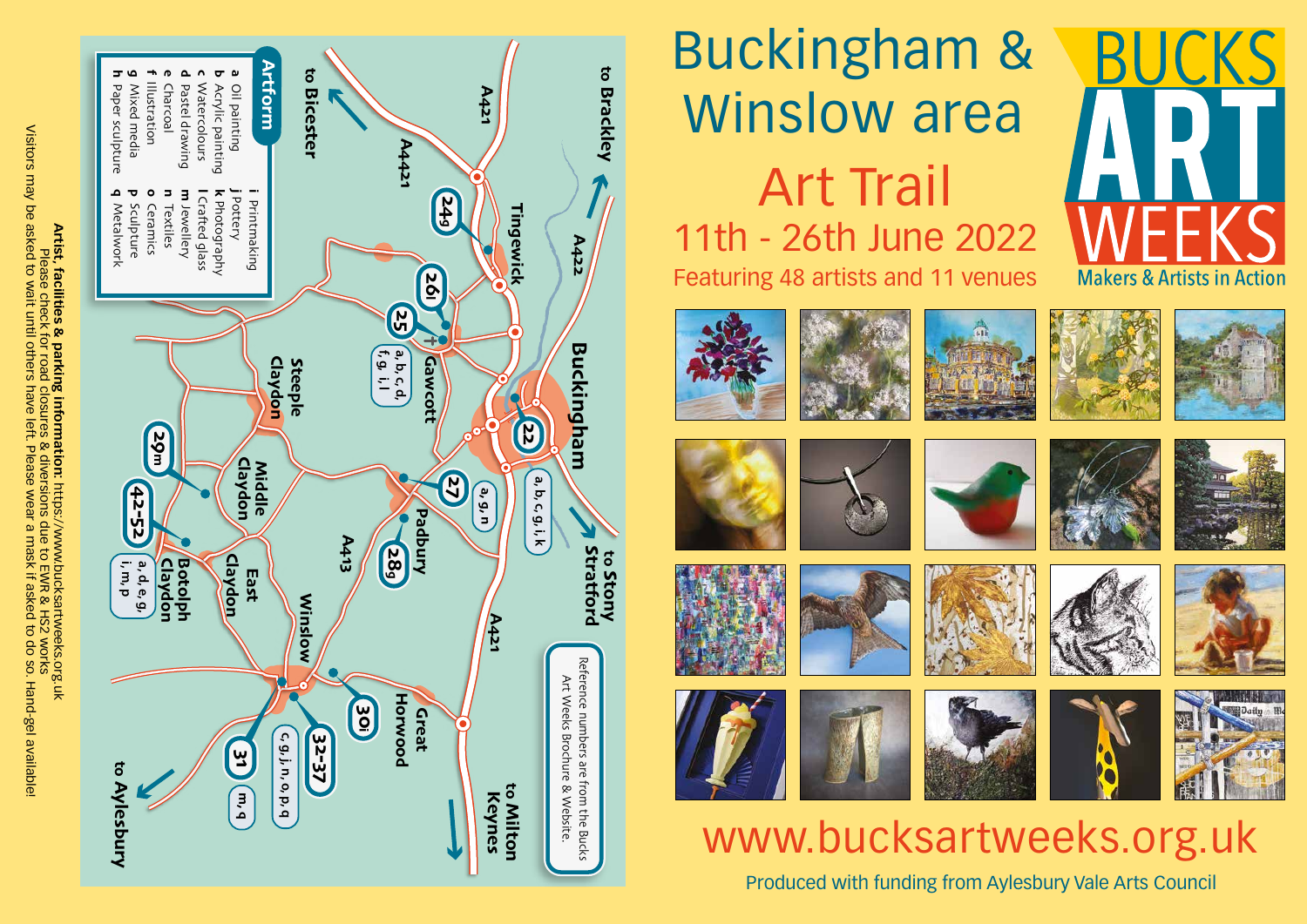# Buckingham & Winslow area

## Art Trail

### 11th - 26th June 2022

Featuring 48 artists and 11 venues

BUCKS ART WEEKS
Makers & Artists in Action

www.bucksartweeks.org.uk

Produced with funding from Aylesbury Vale Arts Council

---

**Artform**

- **a** Oil painting
- **b** Acrylic painting
- **c** Watercolours
- **d** Pastel drawing
- **e** Charcoal
- **f** Illustration
- **g** Mixed media
- **h** Paper sculpture
- **i** Printmaking
- **j** Pottery
- **k** Photography
- **l** Crafted glass
- **m** Jewellery
- **n** Textiles
- **o** Ceramics
- **p** Sculpture
- **q** Metalwork

Reference numbers are from the Bucks Art Weeks Brochure & Website.

Map venues:

- 22 Buckingham – a, b, c, g, i, k
- 24g Tingewick
- 25 Gawcott – a, b, c, d, f, g, i, l
- 26i Gawcott
- 27 Buckingham – a, g, n
- 28g Padbury
- 29m Middle Claydon
- 30i Great Horwood
- 31 Winslow – m, q
- 32-37 Winslow – c, g, j, n, o, p, q
- 42-52 Botolph Claydon – a, d, e, g, i, m, p

Map labels: to Brackley, to Bicester, to Stony Stratford, to Milton Keynes, to Aylesbury, A421, A4421, A422, A413, Tingewick, Gawcott, Buckingham, Padbury, Steeple Claydon, Middle Claydon, East Claydon, Botolph Claydon, Winslow, Great Horwood

**Artist, facilities & parking information:** https://www.bucksartweeks.org.uk
Please check for road closures & diversions due to EWR & HS2 works
Visitors may be asked to wait until others have left. Please wear a mask if asked to do so. Hand-gel available!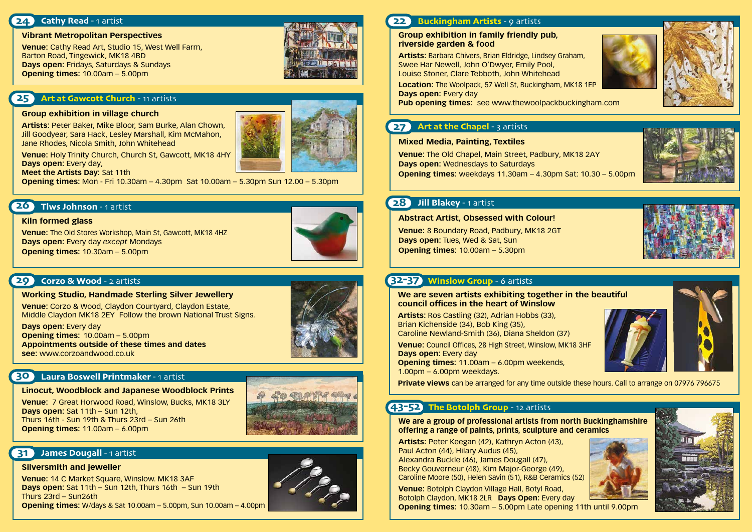## 24 Cathy Read - 1 artist

**Vibrant Metropolitan Perspectives**

**Venue:** Cathy Read Art, Studio 15, West Well Farm, Barton Road, Tingewick, MK18 4BD
**Days open:** Fridays, Saturdays & Sundays
**Opening times:** 10.00am – 5.00pm

## 25 Art at Gawcott Church - 11 artists

**Group exhibition in village church**

**Artists:** Peter Baker, Mike Bloor, Sam Burke, Alan Chown, Jill Goodyear, Sara Hack, Lesley Marshall, Kim McMahon, Jane Rhodes, Nicola Smith, John Whitehead

**Venue:** Holy Trinity Church, Church St, Gawcott, MK18 4HY
**Days open:** Every day,
**Meet the Artists Day:** Sat 11th
**Opening times:** Mon - Fri 10.30am – 4.30pm Sat 10.00am – 5.30pm Sun 12.00 – 5.30pm

## 26 Tlws Johnson - 1 artist

**Kiln formed glass**

**Venue:** The Old Stores Workshop, Main St, Gawcott, MK18 4HZ
**Days open:** Every day *except* Mondays
**Opening times:** 10.30am – 5.00pm

## 29 Corzo & Wood - 2 artists

**Working Studio, Handmade Sterling Silver Jewellery**

**Venue:** Corzo & Wood, Claydon Courtyard, Claydon Estate, Middle Claydon MK18 2EY Follow the brown National Trust Signs.

**Days open:** Every day
**Opening times:** 10.00am – 5.00pm
**Appointments outside of these times and dates see:** www.corzoandwood.co.uk

## 30 Laura Boswell Printmaker - 1 artist

**Linocut, Woodblock and Japanese Woodblock Prints**

**Venue:** 7 Great Horwood Road, Winslow, Bucks, MK18 3LY
**Days open:** Sat 11th – Sun 12th, Thurs 16th - Sun 19th & Thurs 23rd – Sun 26th
**Opening times:** 11.00am – 6.00pm

## 31 James Dougall - 1 artist

**Silversmith and jeweller**

**Venue:** 14 C Market Square, Winslow. MK18 3AF
**Days open:** Sat 11th – Sun 12th, Thurs 16th – Sun 19th Thurs 23rd – Sun26th
**Opening times:** W/days & Sat 10.00am – 5.00pm, Sun 10.00am – 4.00pm

## 22 Buckingham Artists - 9 artists

**Group exhibition in family friendly pub, riverside garden & food**

**Artists:** Barbara Chivers, Brian Eldridge, Lindsey Graham, Swee Har Newell, John O'Dwyer, Emily Pool, Louise Stoner, Clare Tebboth, John Whitehead
**Location:** The Woolpack, 57 Well St, Buckingham, MK18 1EP
**Days open:** Every day
**Pub opening times:** see www.thewoolpackbuckingham.com

## 27 Art at the Chapel - 3 artists

**Mixed Media, Painting, Textiles**

**Venue:** The Old Chapel, Main Street, Padbury, MK18 2AY
**Days open:** Wednesdays to Saturdays
**Opening times:** weekdays 11.30am – 4.30pm Sat: 10.30 – 5.00pm

## 28 Jill Blakey - 1 artist

**Abstract Artist, Obsessed with Colour!**

**Venue:** 8 Boundary Road, Padbury, MK18 2GT
**Days open:** Tues, Wed & Sat, Sun
**Opening times:** 10.00am – 5.30pm

## 32-37 Winslow Group - 6 artists

**We are seven artists exhibiting together in the beautiful council offices in the heart of Winslow**

**Artists:** Ros Castling (32), Adrian Hobbs (33), Brian Kichenside (34), Bob King (35), Caroline Newland-Smith (36), Diana Sheldon (37)
**Venue:** Council Offices, 28 High Street, Winslow, MK18 3HF
**Days open:** Every day
**Opening times:** 11.00am – 6.00pm weekends, 1.00pm – 6.00pm weekdays.

**Private views** can be arranged for any time outside these hours. Call to arrange on 07976 796675

## 43-52 The Botolph Group - 12 artists

**We are a group of professional artists from north Buckinghamshire offering a range of paints, prints, sculpture and ceramics**

**Artists:** Peter Keegan (42), Kathryn Acton (43), Paul Acton (44), Hilary Audus (45), Alexandra Buckle (46), James Dougall (47), Becky Gouverneur (48), Kim Major-George (49), Caroline Moore (50), Helen Savin (51), R&B Ceramics (52)
**Venue:** Botolph Claydon Village Hall, Botyl Road, Botolph Claydon, MK18 2LR **Days Open:** Every day
**Opening times:** 10.30am – 5.00pm Late opening 11th until 9.00pm